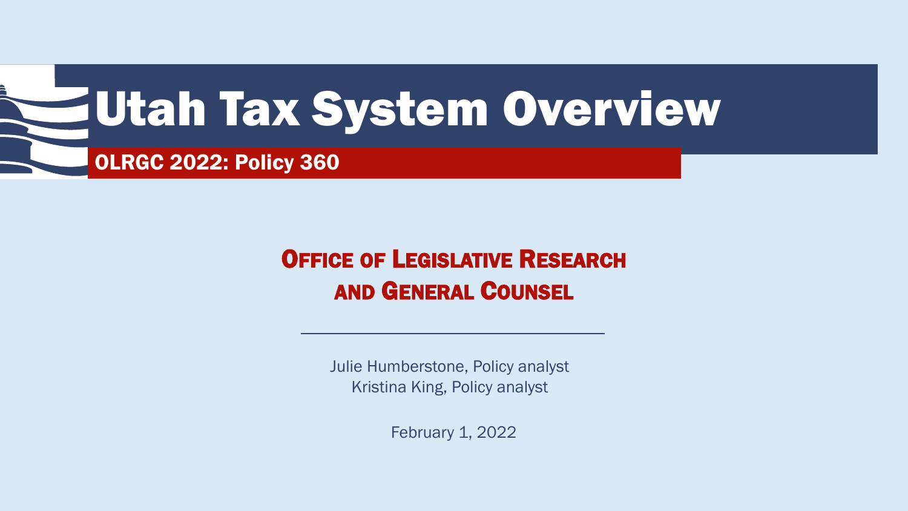# Utah Tax System Overview

**OLRGC 2022: Policy 360**

## Office of Legislative Research and General Counsel

Julie Humberstone, Policy analyst
Kristina King, Policy analyst

February 1, 2022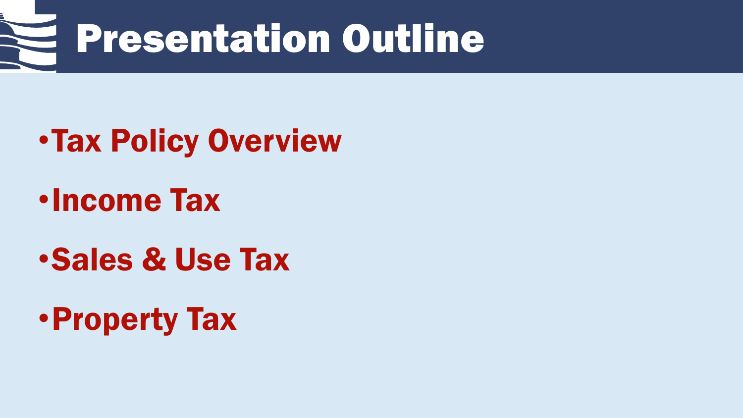# Presentation Outline

- Tax Policy Overview
- Income Tax
- Sales & Use Tax
- Property Tax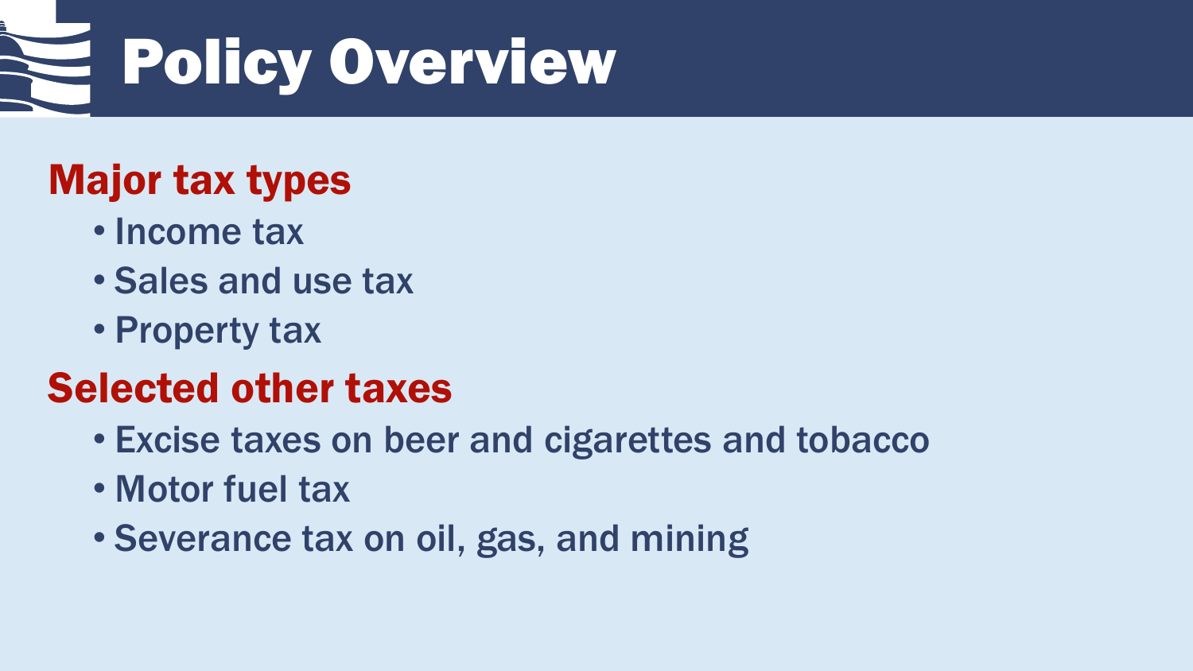# Policy Overview

## Major tax types

- Income tax
- Sales and use tax
- Property tax

## Selected other taxes

- Excise taxes on beer and cigarettes and tobacco
- Motor fuel tax
- Severance tax on oil, gas, and mining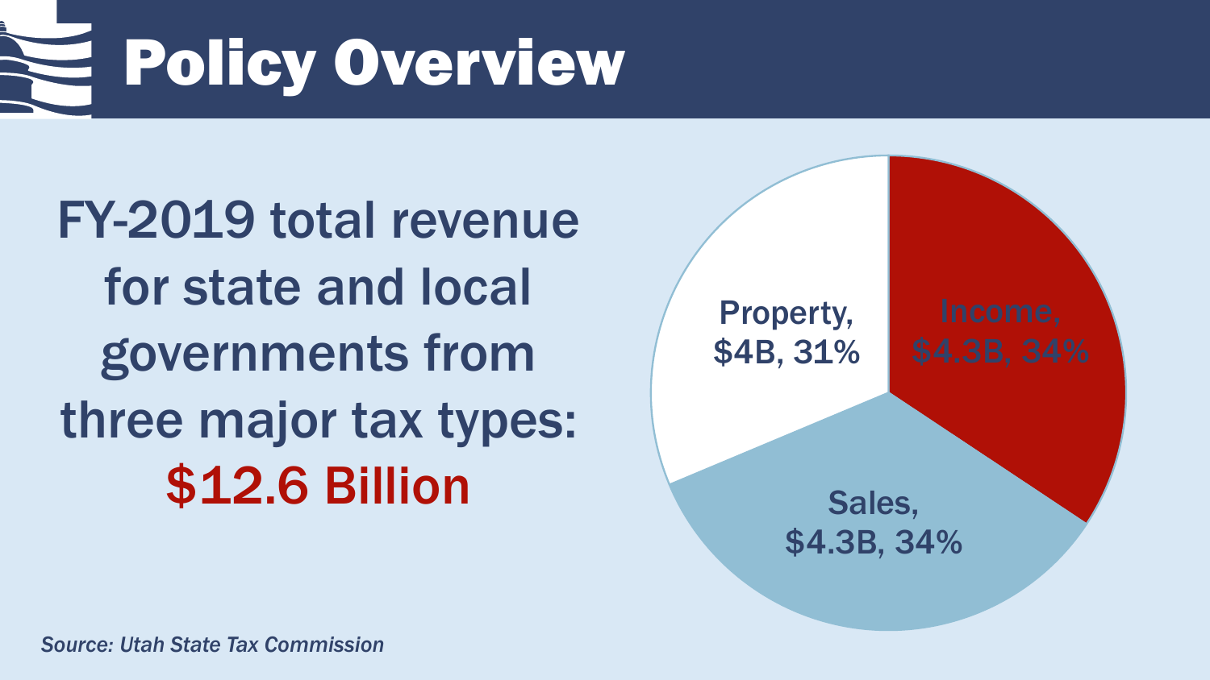# Policy Overview

FY-2019 total revenue for state and local governments from three major tax types: **$12.6 Billion**

- Property, $4B, 31%
- Income, $4.3B, 34%
- Sales, $4.3B, 34%

*Source: Utah State Tax Commission*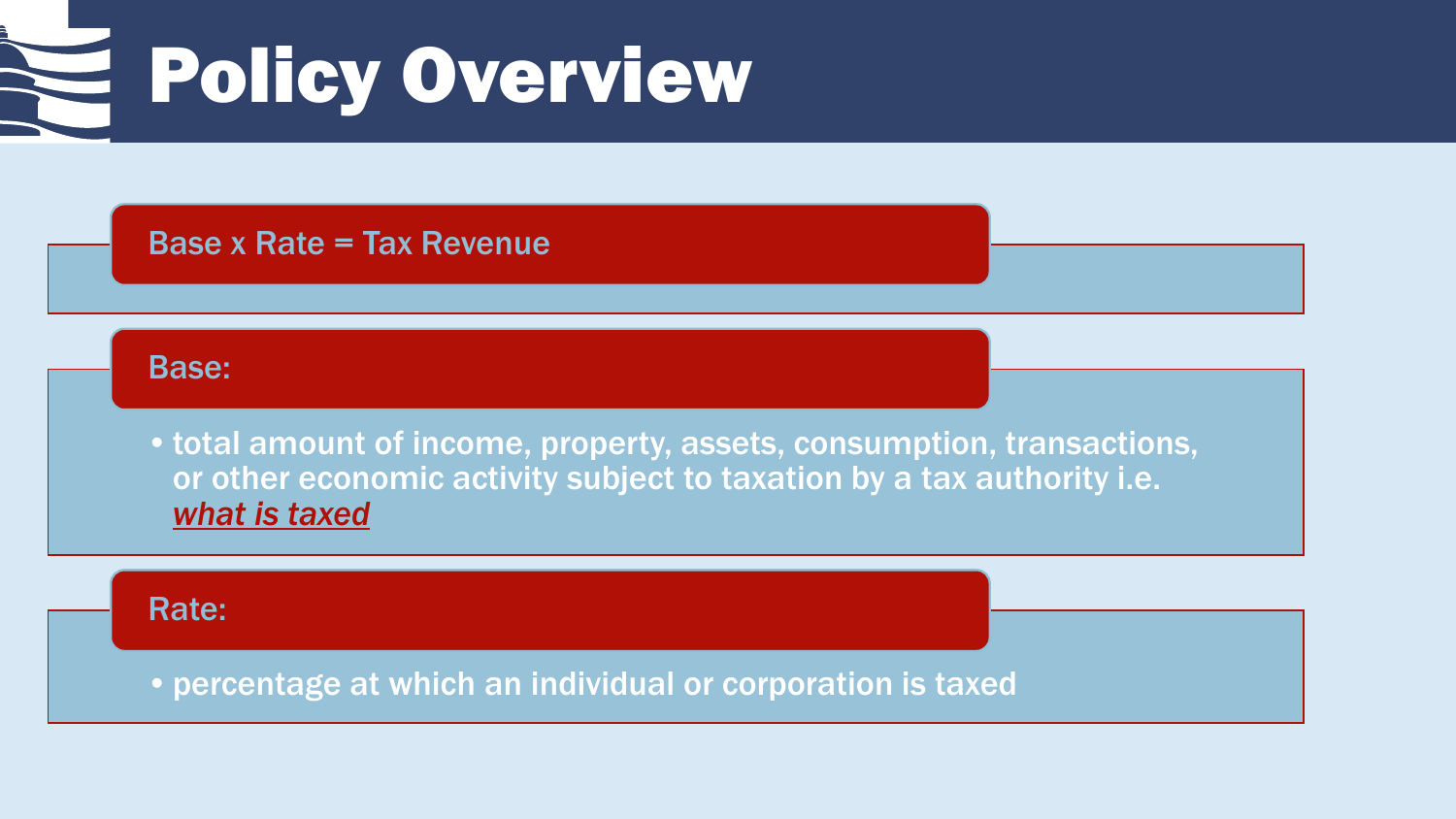# Policy Overview

**Base x Rate = Tax Revenue**

**Base:**

- total amount of income, property, assets, consumption, transactions, or other economic activity subject to taxation by a tax authority i.e. ***what is taxed***

**Rate:**

- percentage at which an individual or corporation is taxed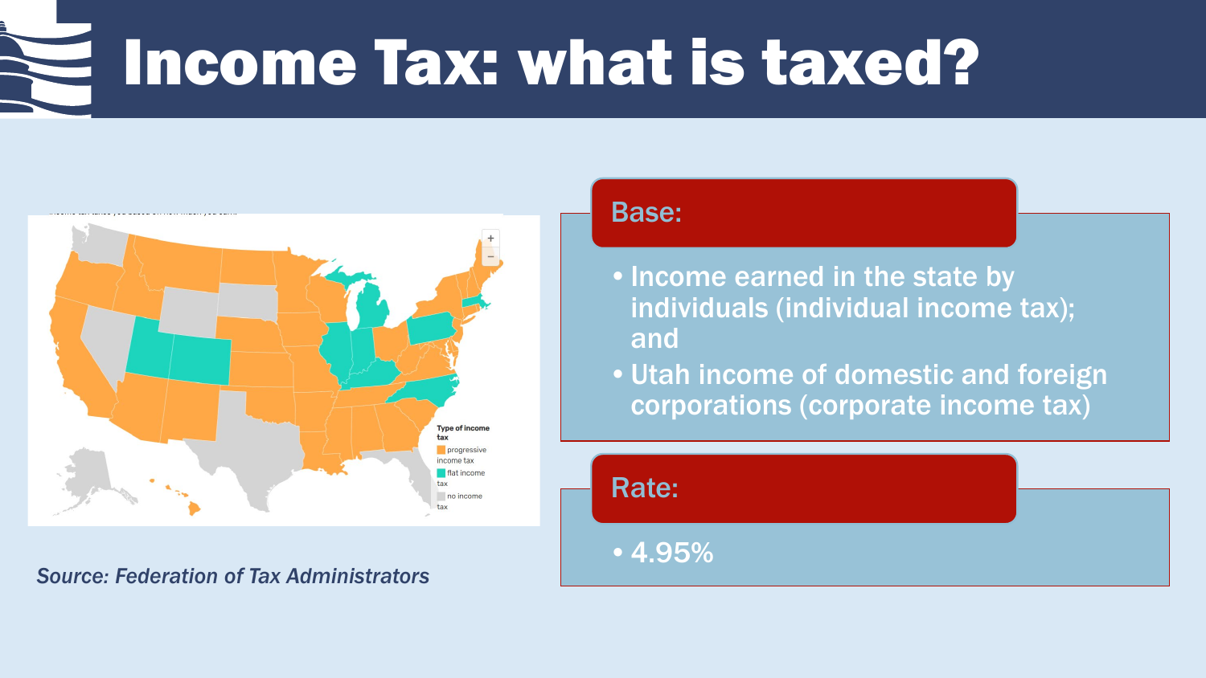# Income Tax: what is taxed?

Type of income tax

- progressive income tax
- flat income tax
- no income tax

*Source: Federation of Tax Administrators*

## Base:

- Income earned in the state by individuals (individual income tax); and
- Utah income of domestic and foreign corporations (corporate income tax)

## Rate:

- 4.95%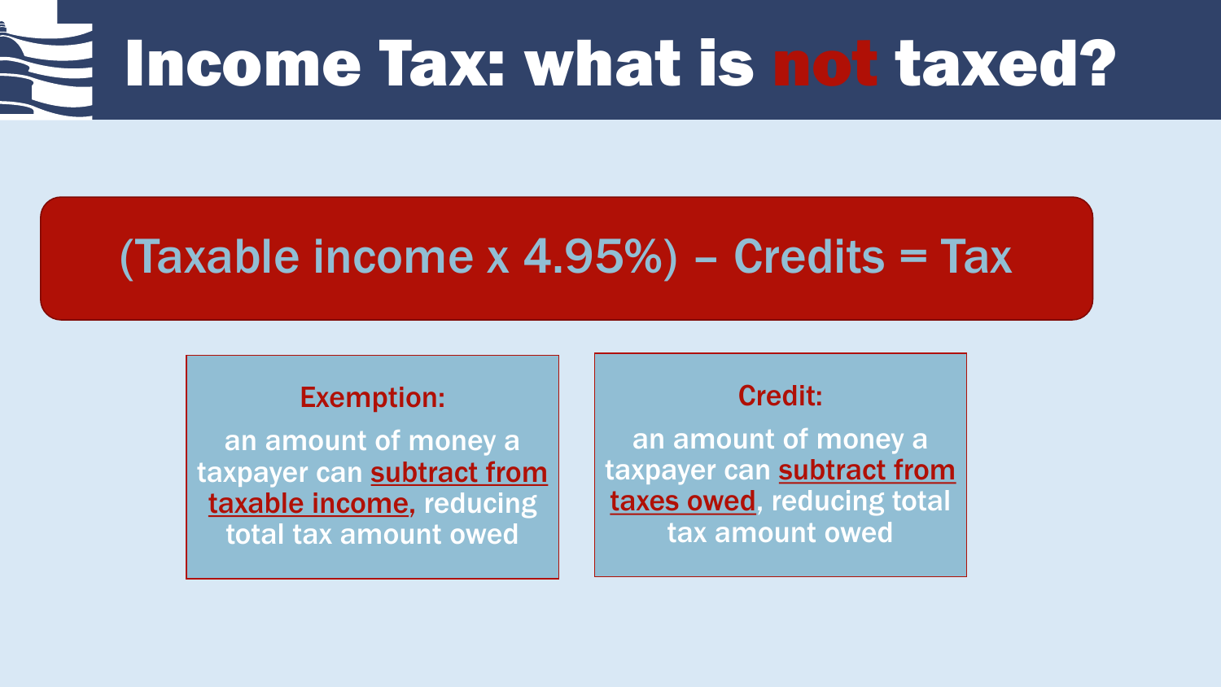# Income Tax: what is not taxed?

**(Taxable income x 4.95%) – Credits = Tax**

**Exemption:**

an amount of money a taxpayer can subtract from taxable income, reducing total tax amount owed

**Credit:**

an amount of money a taxpayer can subtract from taxes owed, reducing total tax amount owed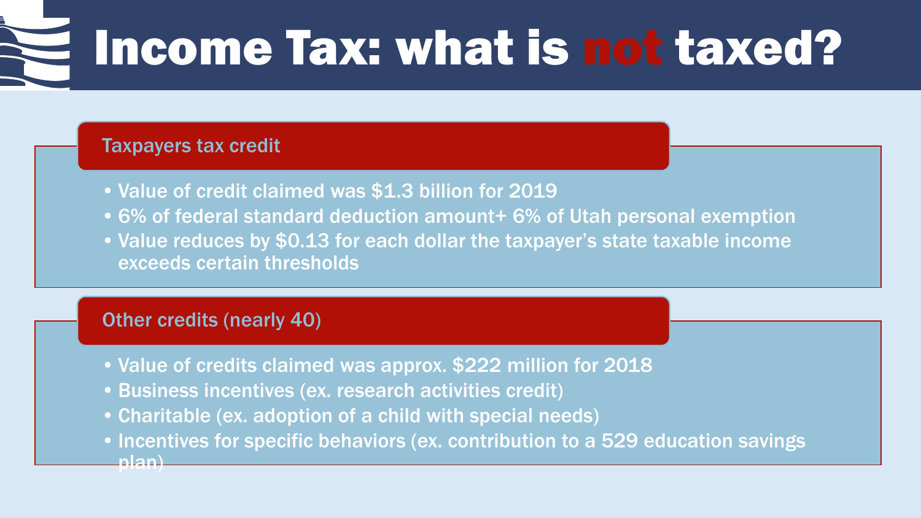# Income Tax: what is not taxed?

## Taxpayers tax credit

- Value of credit claimed was $1.3 billion for 2019
- 6% of federal standard deduction amount+ 6% of Utah personal exemption
- Value reduces by $0.13 for each dollar the taxpayer's state taxable income exceeds certain thresholds

## Other credits (nearly 40)

- Value of credits claimed was approx. $222 million for 2018
- Business incentives (ex. research activities credit)
- Charitable (ex. adoption of a child with special needs)
- Incentives for specific behaviors (ex. contribution to a 529 education savings plan)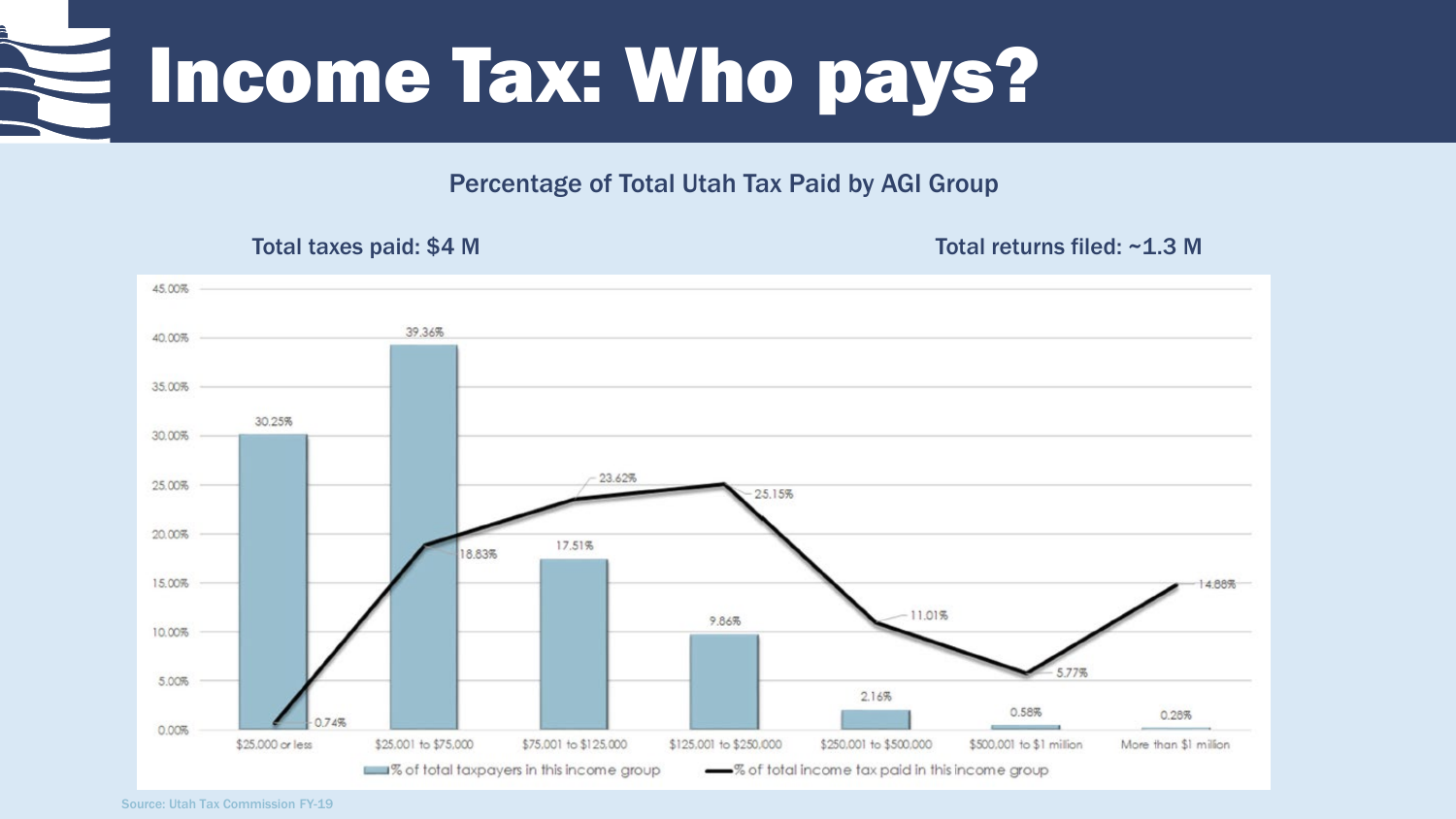# Income Tax: Who pays?

Percentage of Total Utah Tax Paid by AGI Group

Total taxes paid: $4 M

Total returns filed: ~1.3 M

| AGI Group | % of total taxpayers in this income group | % of total income tax paid in this income group |
|---|---|---|
| $25,000 or less | 30.25% | 0.74% |
| $25,001 to $75,000 | 39.36% | 18.83% |
| $75,001 to $125,000 | 17.51% | 23.62% |
| $125,001 to $250,000 | 9.86% | 25.15% |
| $250,001 to $500,000 | 2.16% | 11.01% |
| $500,001 to $1 million | 0.58% | 5.77% |
| More than $1 million | 0.28% | 14.88% |

Source: Utah Tax Commission FY-19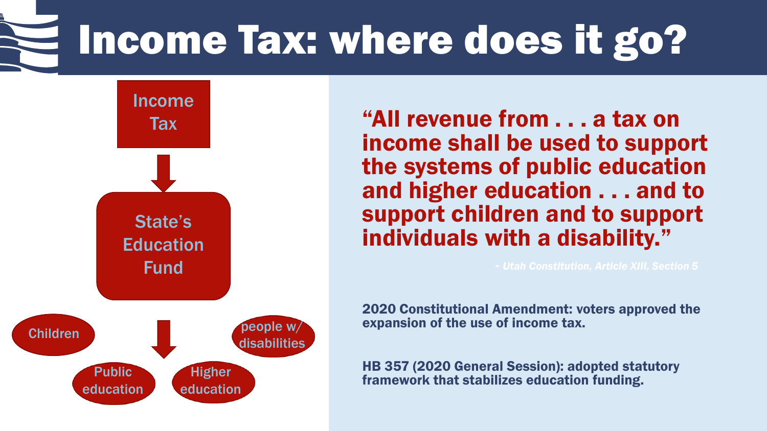# Income Tax: where does it go?

Income Tax

↓

State's Education Fund

↓

- Children
- Public education
- Higher education
- people w/ disabilities

**"All revenue from . . . a tax on income shall be used to support the systems of public education and higher education . . . and to support children and to support individuals with a disability."**

*- Utah Constitution, Article XIII, Section 5*

**2020 Constitutional Amendment: voters approved the expansion of the use of income tax.**

**HB 357 (2020 General Session): adopted statutory framework that stabilizes education funding.**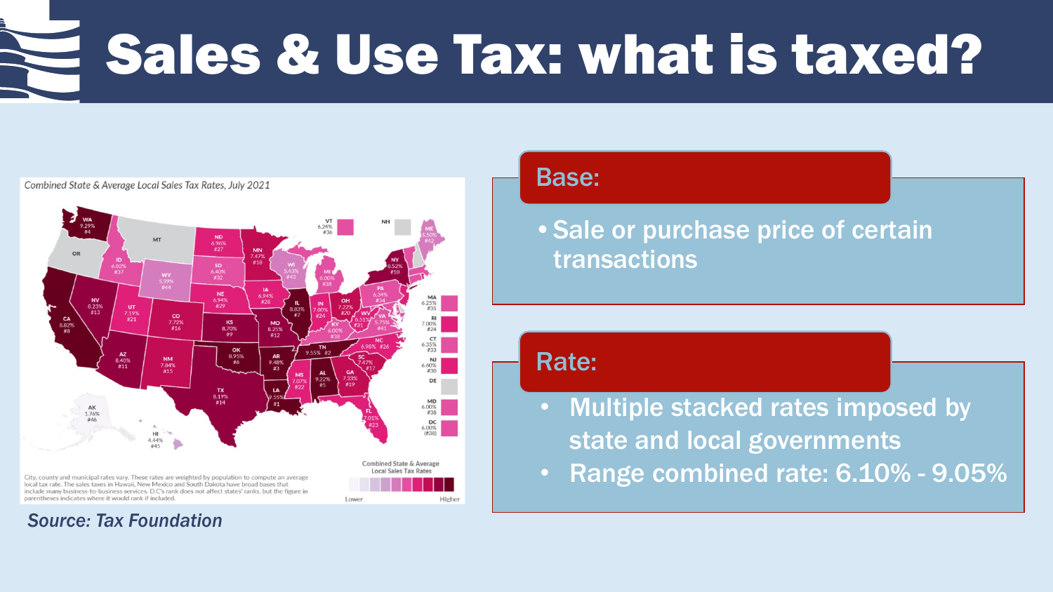# Sales & Use Tax: what is taxed?

Combined State & Average Local Sales Tax Rates, July 2021

City, county and municipal rates vary. These rates are weighted by population to compute an average local tax rate. The sales taxes in Hawaii, New Mexico and South Dakota have broad bases that include many business-to-business services. D.C.'s rank does not affect states' ranks, but the figure in parentheses indicates where it would rank if included.

*Source: Tax Foundation*

## Base:

- Sale or purchase price of certain transactions

## Rate:

- Multiple stacked rates imposed by state and local governments
- Range combined rate: 6.10% - 9.05%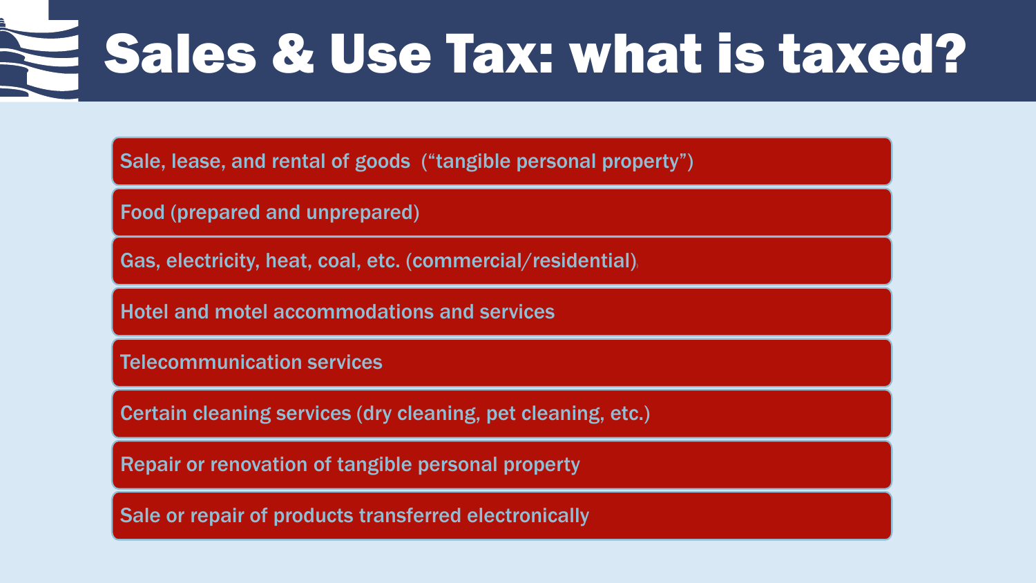# Sales & Use Tax: what is taxed?

- Sale, lease, and rental of goods ("tangible personal property")
- Food (prepared and unprepared)
- Gas, electricity, heat, coal, etc. (commercial/residential)
- Hotel and motel accommodations and services
- Telecommunication services
- Certain cleaning services (dry cleaning, pet cleaning, etc.)
- Repair or renovation of tangible personal property
- Sale or repair of products transferred electronically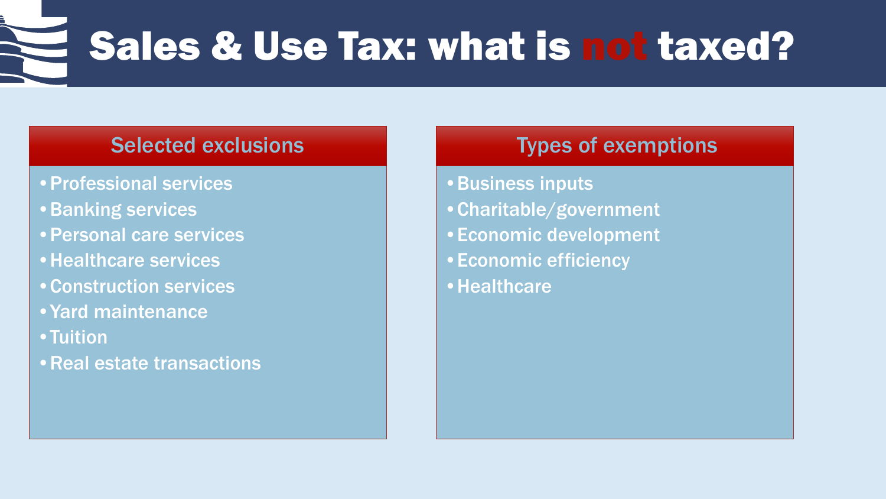# Sales & Use Tax: what is not taxed?

## Selected exclusions

- Professional services
- Banking services
- Personal care services
- Healthcare services
- Construction services
- Yard maintenance
- Tuition
- Real estate transactions

## Types of exemptions

- Business inputs
- Charitable/government
- Economic development
- Economic efficiency
- Healthcare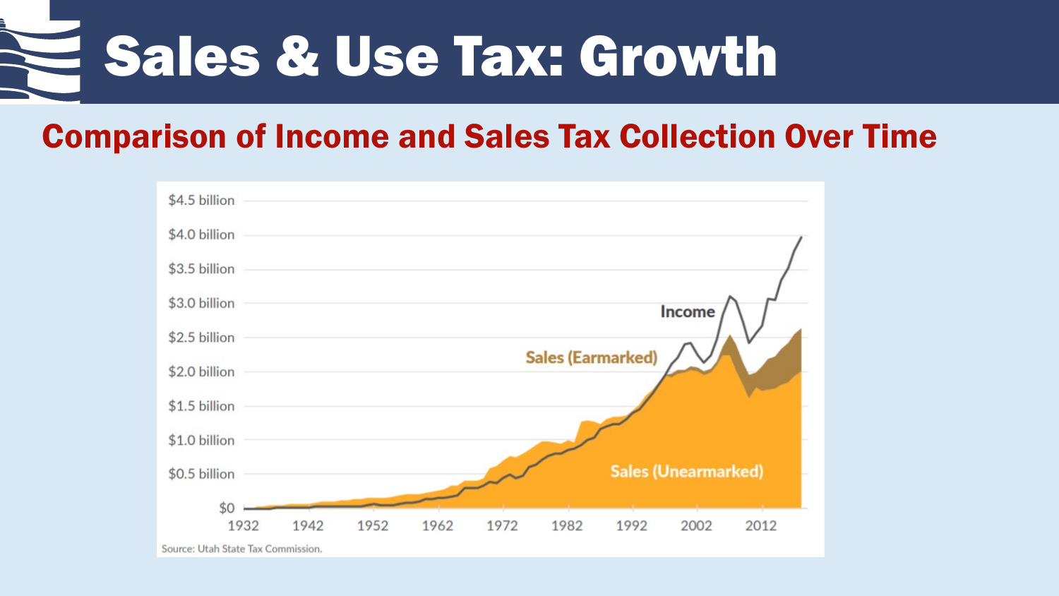# Sales & Use Tax: Growth

## Comparison of Income and Sales Tax Collection Over Time

$4.5 billion
$4.0 billion
$3.5 billion
$3.0 billion
$2.5 billion
$2.0 billion
$1.5 billion
$1.0 billion
$0.5 billion
$0

1932 1942 1952 1962 1972 1982 1992 2002 2012

Income

Sales (Earmarked)

Sales (Unearmarked)

Source: Utah State Tax Commission.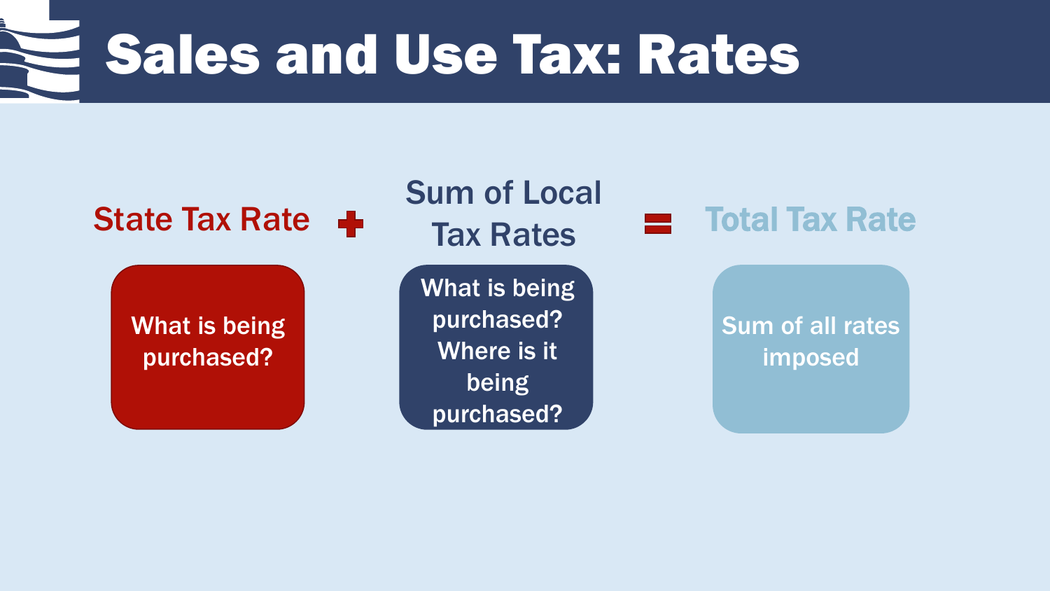# Sales and Use Tax: Rates

**State Tax Rate** + **Sum of Local Tax Rates** = **Total Tax Rate**

| State Tax Rate | Sum of Local Tax Rates | Total Tax Rate |
| --- | --- | --- |
| What is being purchased? | What is being purchased? Where is it being purchased? | Sum of all rates imposed |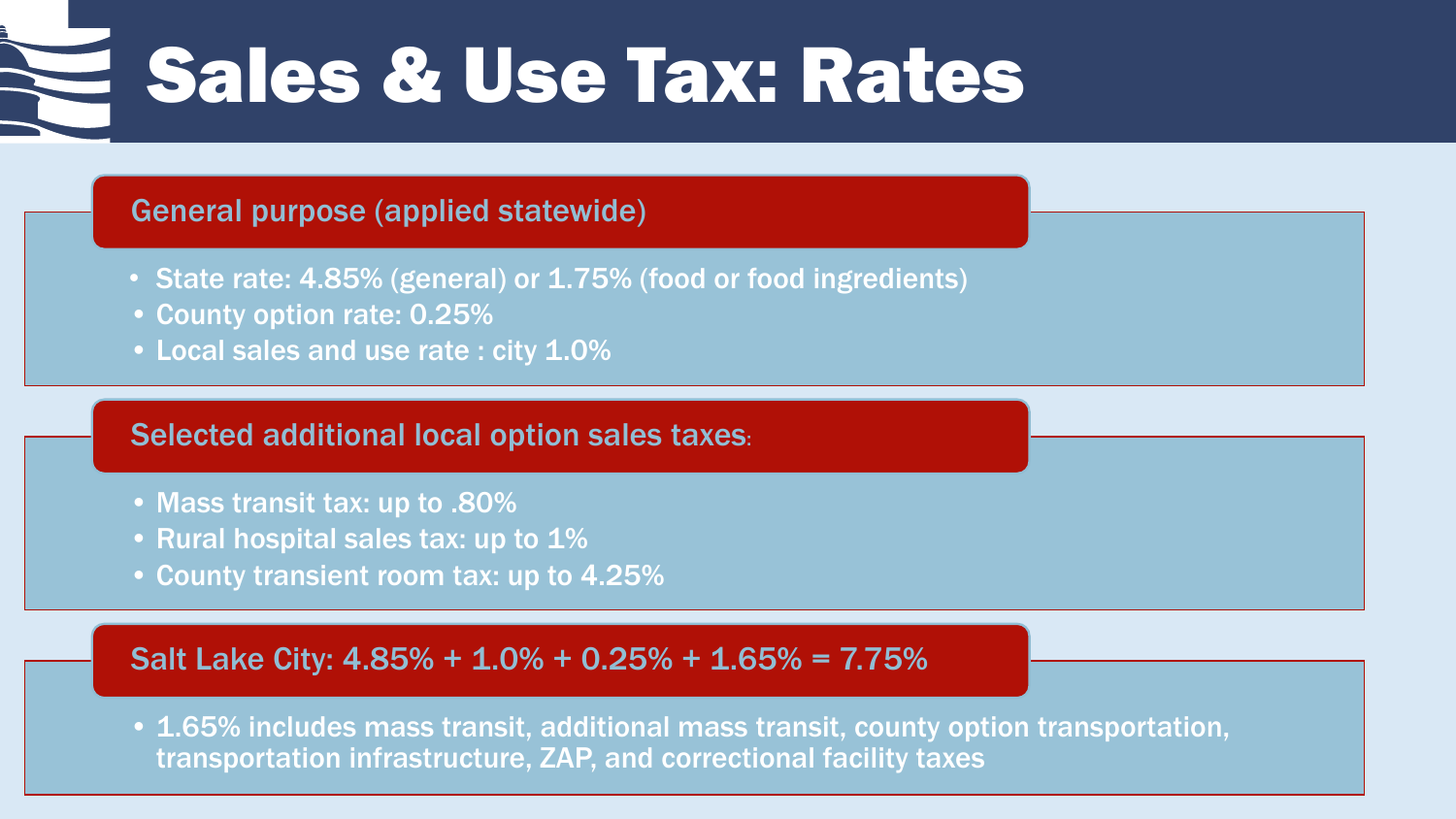# Sales & Use Tax: Rates

## General purpose (applied statewide)

- State rate: 4.85% (general) or 1.75% (food or food ingredients)
- County option rate: 0.25%
- Local sales and use rate : city 1.0%

## Selected additional local option sales taxes:

- Mass transit tax: up to .80%
- Rural hospital sales tax: up to 1%
- County transient room tax: up to 4.25%

## Salt Lake City: 4.85% + 1.0% + 0.25% + 1.65% = 7.75%

- 1.65% includes mass transit, additional mass transit, county option transportation, transportation infrastructure, ZAP, and correctional facility taxes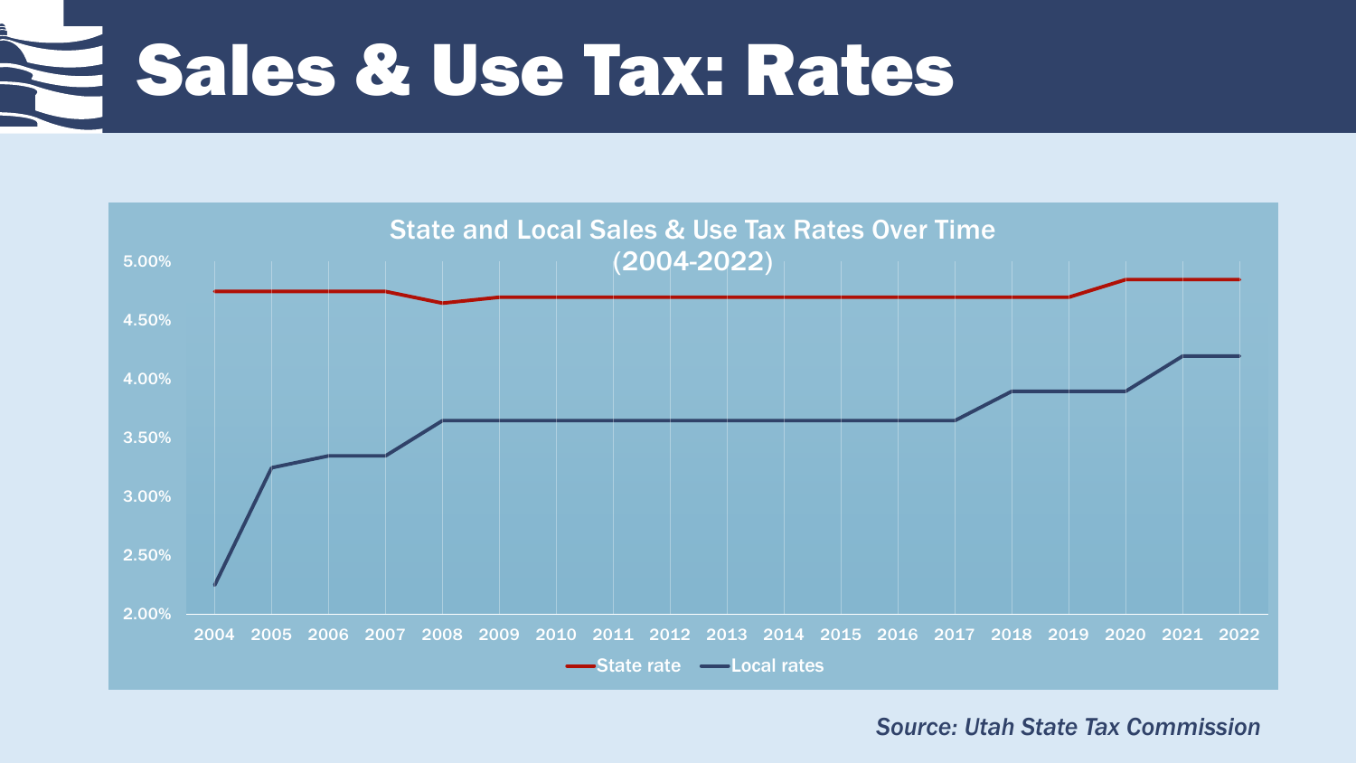# Sales & Use Tax: Rates

State and Local Sales & Use Tax Rates Over Time (2004-2022)

5.00%
4.50%
4.00%
3.50%
3.00%
2.50%
2.00%

2004 2005 2006 2007 2008 2009 2010 2011 2012 2013 2014 2015 2016 2017 2018 2019 2020 2021 2022

State rate — Local rates

*Source: Utah State Tax Commission*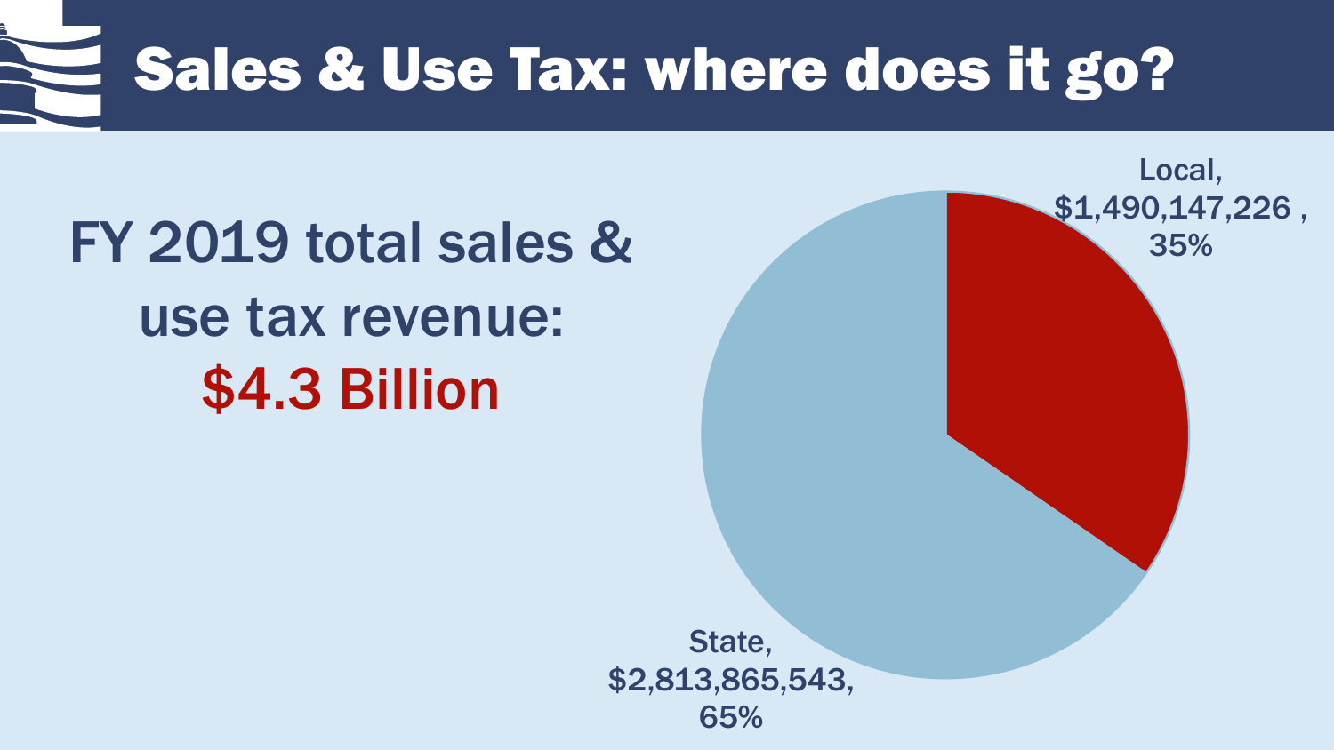# Sales & Use Tax: where does it go?

FY 2019 total sales & use tax revenue:
**$4.3 Billion**

Local, $1,490,147,226 , 35%

State, $2,813,865,543, 65%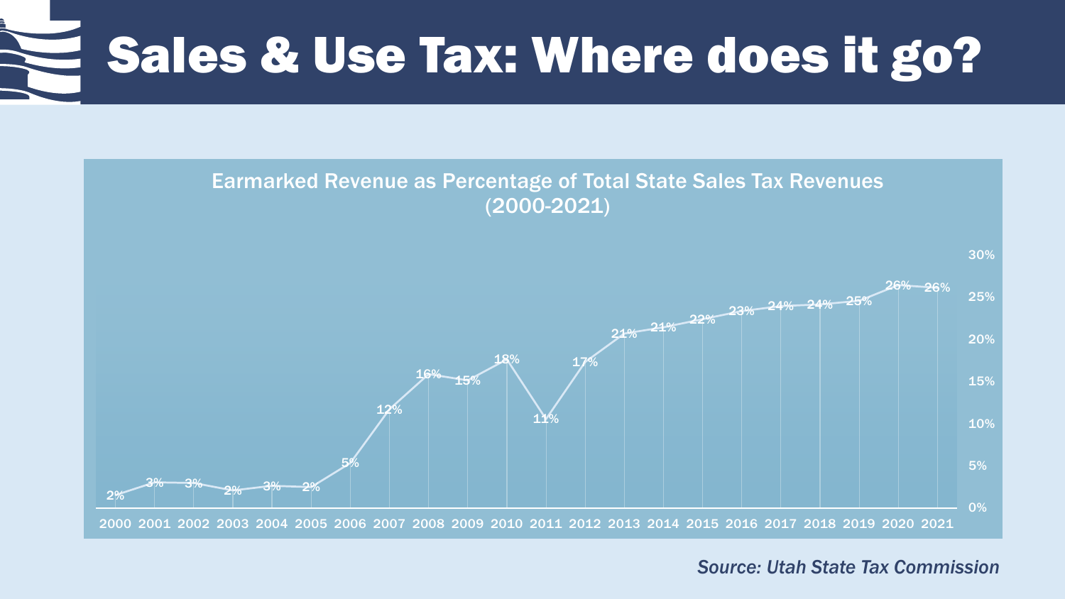# Sales & Use Tax: Where does it go?

**Earmarked Revenue as Percentage of Total State Sales Tax Revenues (2000-2021)**

| Year | Earmarked Revenue (%) |
|---|---|
| 2000 | 2% |
| 2001 | 3% |
| 2002 | 3% |
| 2003 | 2% |
| 2004 | 3% |
| 2005 | 2% |
| 2006 | 5% |
| 2007 | 12% |
| 2008 | 16% |
| 2009 | 15% |
| 2010 | 18% |
| 2011 | 11% |
| 2012 | 17% |
| 2013 | 21% |
| 2014 | 21% |
| 2015 | 22% |
| 2016 | 23% |
| 2017 | 24% |
| 2018 | 24% |
| 2019 | 25% |
| 2020 | 26% |
| 2021 | 26% |

*Source: Utah State Tax Commission*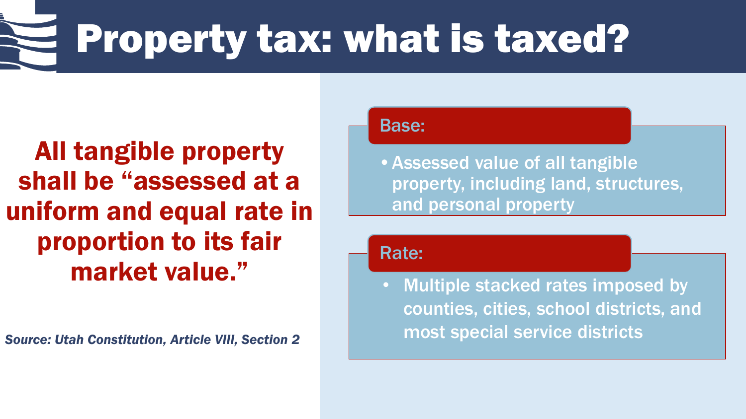# Property tax: what is taxed?

**All tangible property shall be "assessed at a uniform and equal rate in proportion to its fair market value."**

***Source: Utah Constitution, Article VIII, Section 2***

**Base:**

- Assessed value of all tangible property, including land, structures, and personal property

**Rate:**

- Multiple stacked rates imposed by counties, cities, school districts, and most special service districts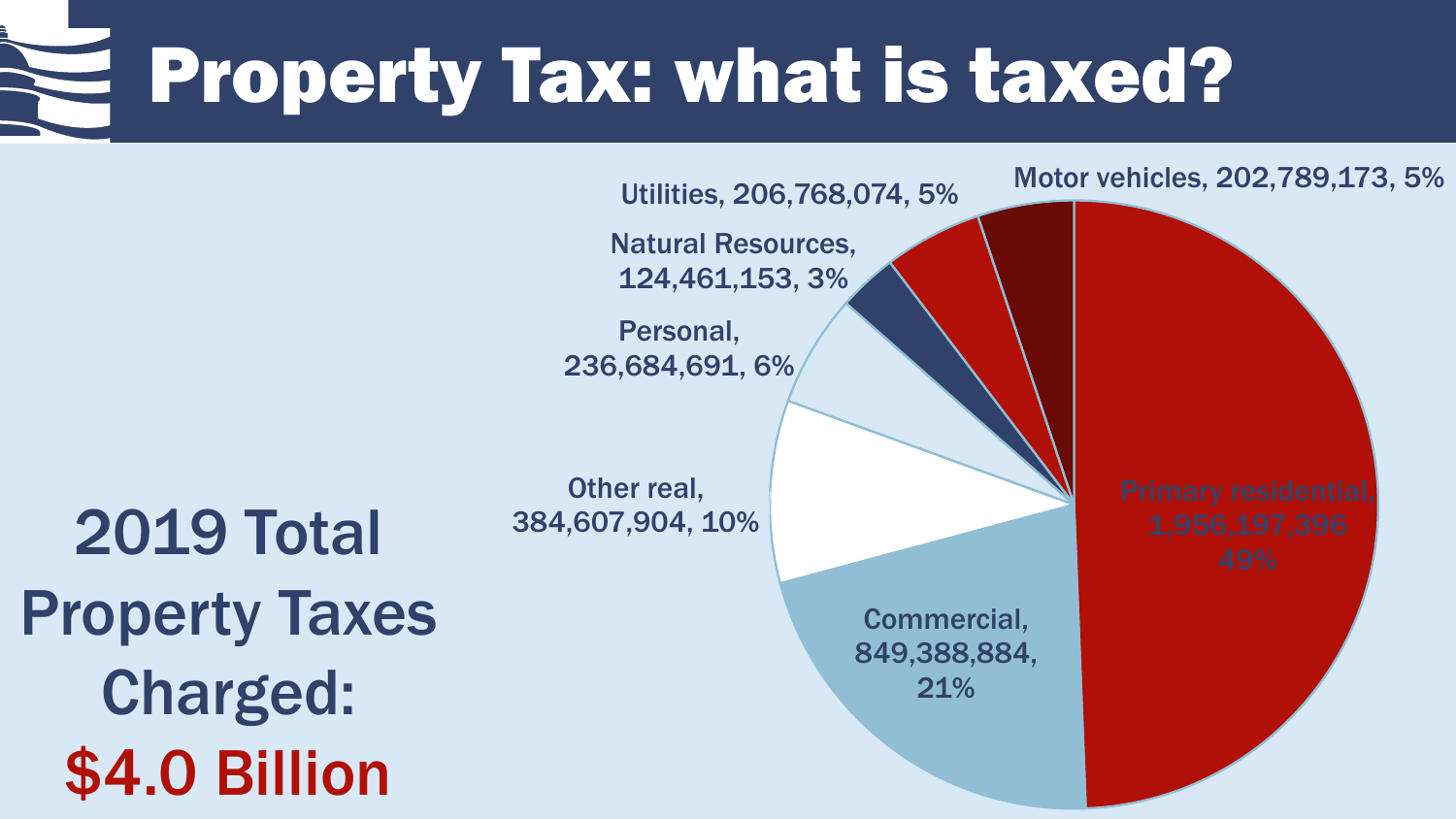# Property Tax: what is taxed?

2019 Total Property Taxes Charged: **$4.0 Billion**

- Primary residential, 1,956,197,396, 49%
- Commercial, 849,388,884, 21%
- Other real, 384,607,904, 10%
- Personal, 236,684,691, 6%
- Natural Resources, 124,461,153, 3%
- Utilities, 206,768,074, 5%
- Motor vehicles, 202,789,173, 5%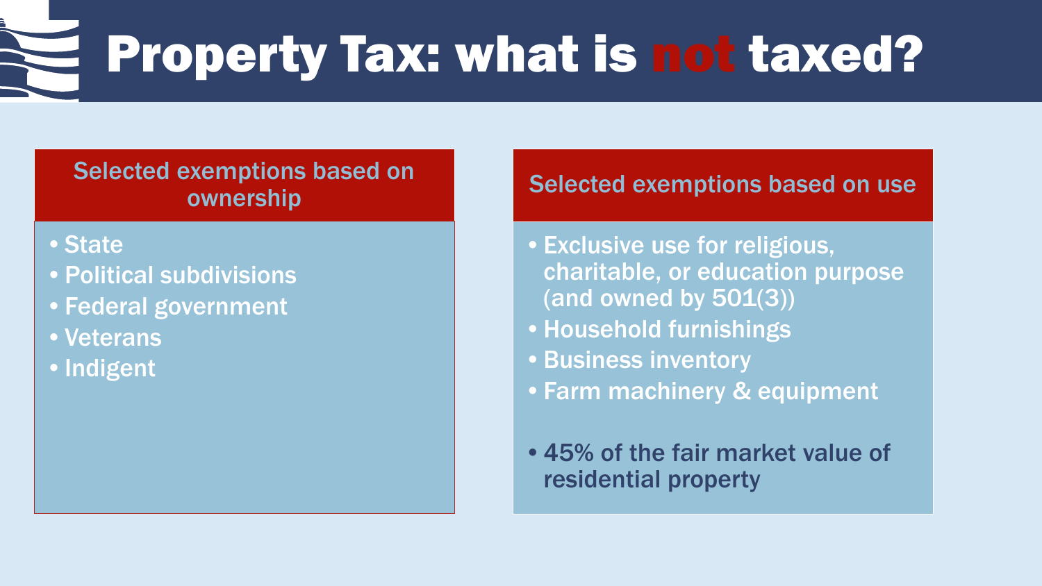# Property Tax: what is not taxed?

## Selected exemptions based on ownership

- State
- Political subdivisions
- Federal government
- Veterans
- Indigent

## Selected exemptions based on use

- Exclusive use for religious, charitable, or education purpose (and owned by 501(3))
- Household furnishings
- Business inventory
- Farm machinery & equipment
- 45% of the fair market value of residential property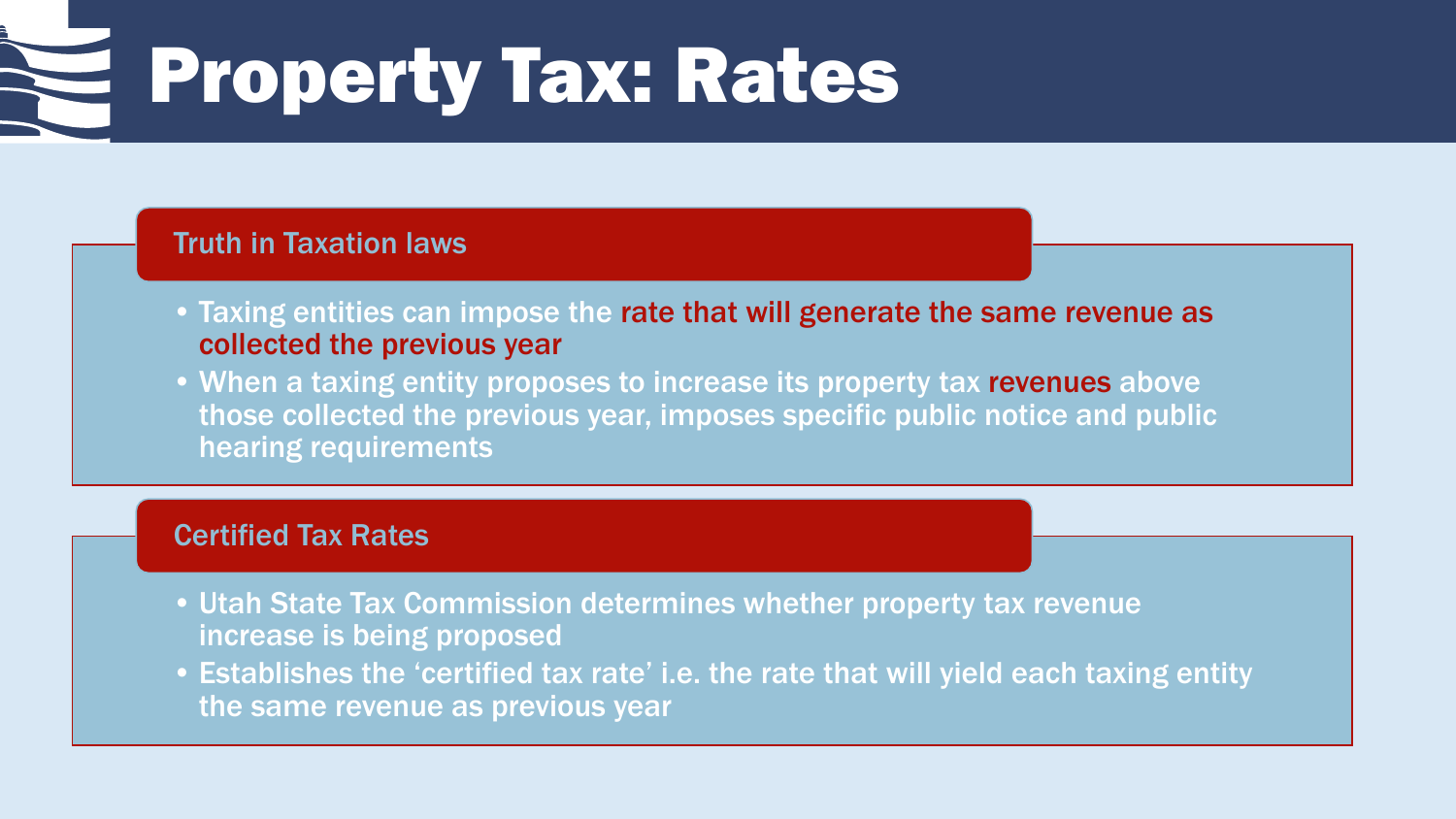# Property Tax: Rates

## Truth in Taxation laws

- Taxing entities can impose the rate that will generate the same revenue as collected the previous year
- When a taxing entity proposes to increase its property tax revenues above those collected the previous year, imposes specific public notice and public hearing requirements

## Certified Tax Rates

- Utah State Tax Commission determines whether property tax revenue increase is being proposed
- Establishes the 'certified tax rate' i.e. the rate that will yield each taxing entity the same revenue as previous year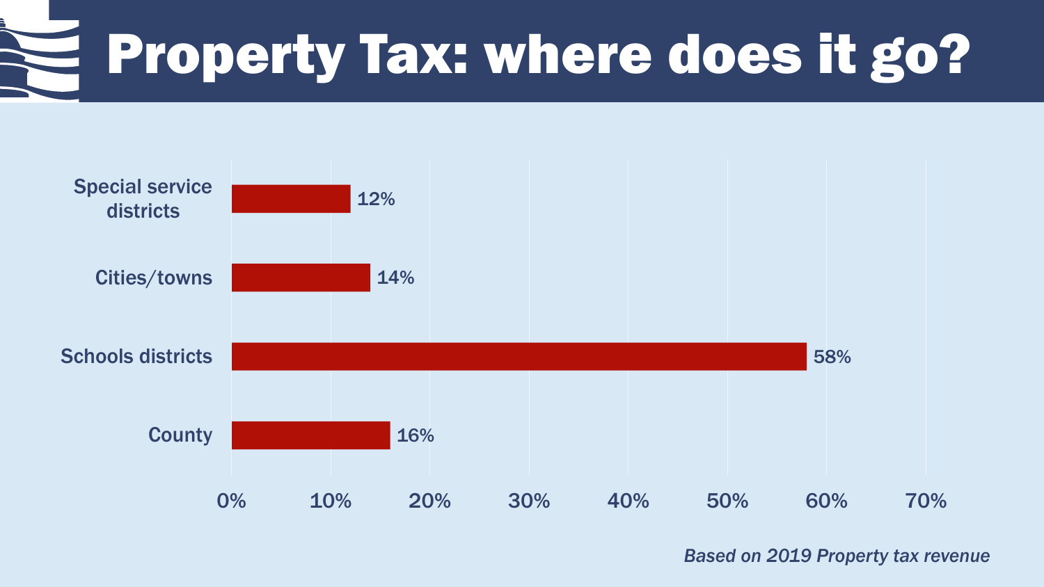# Property Tax: where does it go?

| Category | Share |
|---|---|
| Special service districts | 12% |
| Cities/towns | 14% |
| Schools districts | 58% |
| County | 16% |

*Based on 2019 Property tax revenue*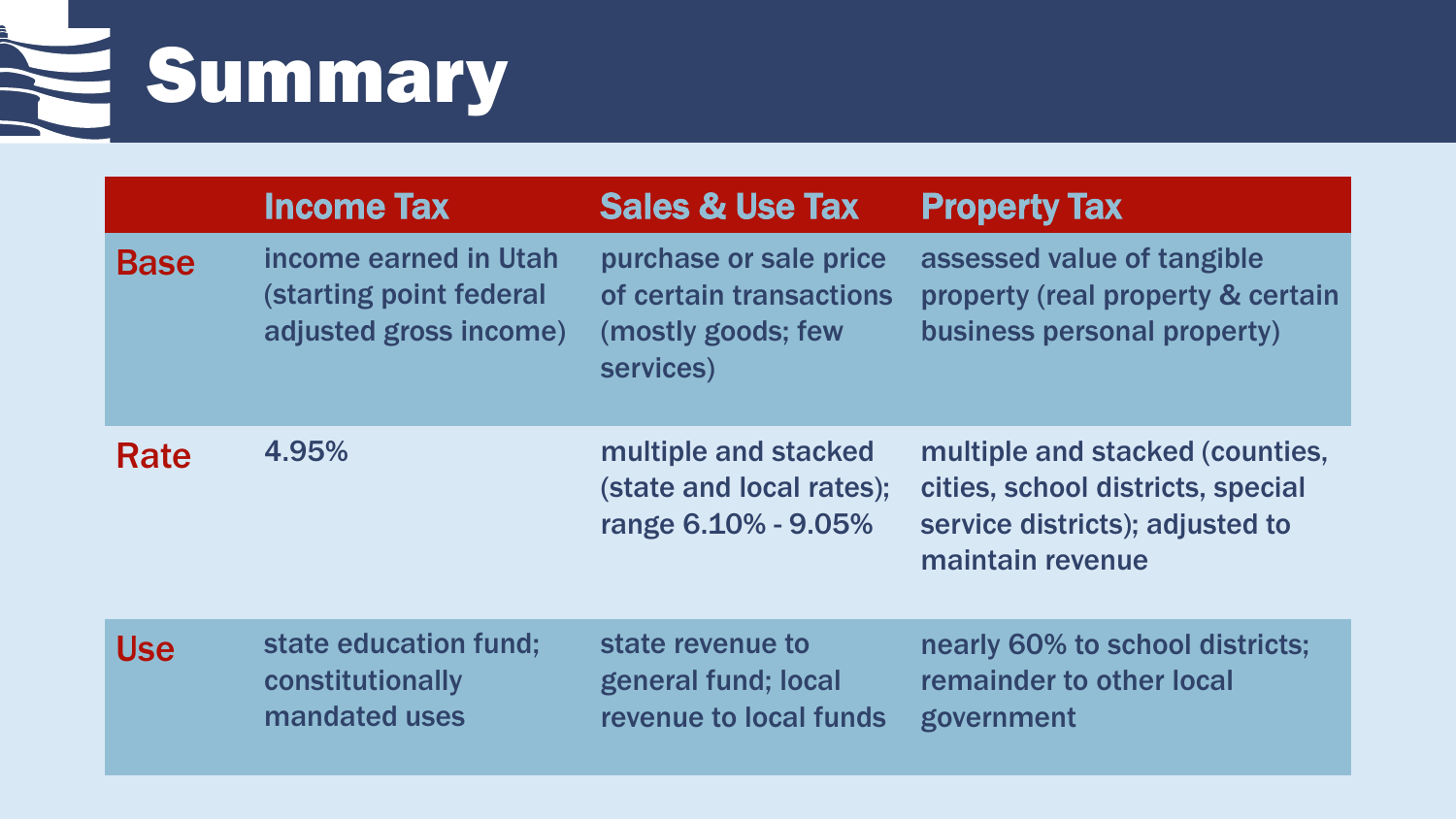# Summary

| | Income Tax | Sales & Use Tax | Property Tax |
|---|---|---|---|
| **Base** | income earned in Utah (starting point federal adjusted gross income) | purchase or sale price of certain transactions (mostly goods; few services) | assessed value of tangible property (real property & certain business personal property) |
| **Rate** | 4.95% | multiple and stacked (state and local rates); range 6.10% - 9.05% | multiple and stacked (counties, cities, school districts, special service districts); adjusted to maintain revenue |
| **Use** | state education fund; constitutionally mandated uses | state revenue to general fund; local revenue to local funds | nearly 60% to school districts; remainder to other local government |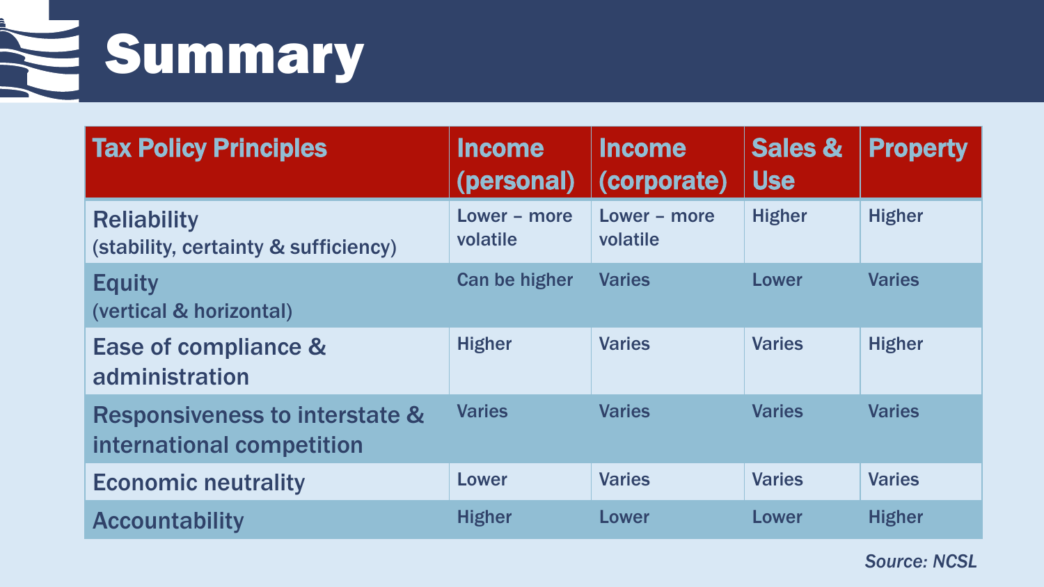# Summary

| Tax Policy Principles | Income (personal) | Income (corporate) | Sales & Use | Property |
|---|---|---|---|---|
| Reliability (stability, certainty & sufficiency) | Lower – more volatile | Lower – more volatile | Higher | Higher |
| Equity (vertical & horizontal) | Can be higher | Varies | Lower | Varies |
| Ease of compliance & administration | Higher | Varies | Varies | Higher |
| Responsiveness to interstate & international competition | Varies | Varies | Varies | Varies |
| Economic neutrality | Lower | Varies | Varies | Varies |
| Accountability | Higher | Lower | Lower | Higher |

*Source: NCSL*